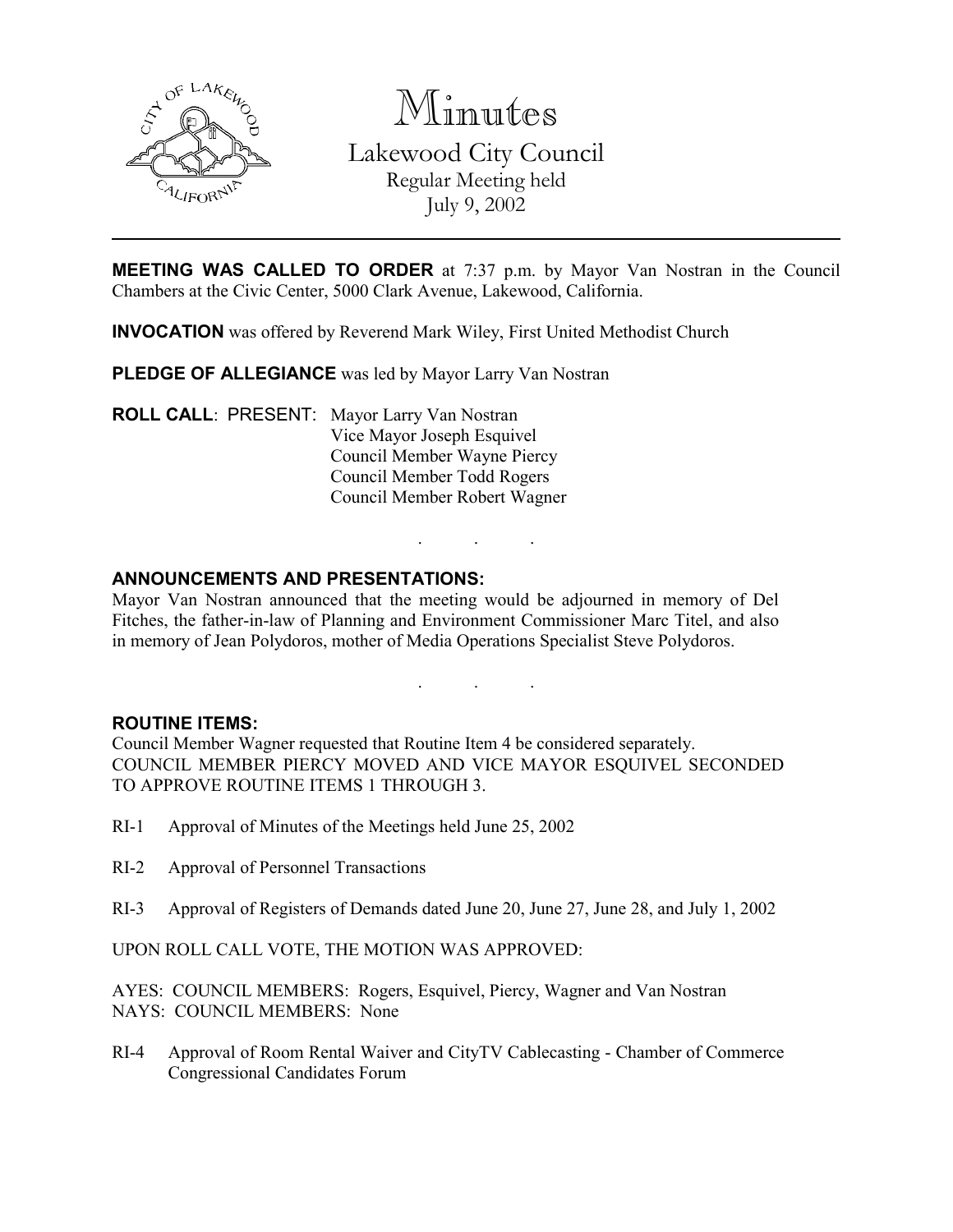# Minutes

## Lakewood City Council

Regular Meeting held
July 9, 2002

---

**MEETING WAS CALLED TO ORDER** at 7:37 p.m. by Mayor Van Nostran in the Council Chambers at the Civic Center, 5000 Clark Avenue, Lakewood, California.

**INVOCATION** was offered by Reverend Mark Wiley, First United Methodist Church

**PLEDGE OF ALLEGIANCE** was led by Mayor Larry Van Nostran

**ROLL CALL**: PRESENT: Mayor Larry Van Nostran
Vice Mayor Joseph Esquivel
Council Member Wayne Piercy
Council Member Todd Rogers
Council Member Robert Wagner

. . .

**ANNOUNCEMENTS AND PRESENTATIONS:**

Mayor Van Nostran announced that the meeting would be adjourned in memory of Del Fitches, the father-in-law of Planning and Environment Commissioner Marc Titel, and also in memory of Jean Polydoros, mother of Media Operations Specialist Steve Polydoros.

. . .

**ROUTINE ITEMS:**

Council Member Wagner requested that Routine Item 4 be considered separately.
COUNCIL MEMBER PIERCY MOVED AND VICE MAYOR ESQUIVEL SECONDED TO APPROVE ROUTINE ITEMS 1 THROUGH 3.

RI-1 Approval of Minutes of the Meetings held June 25, 2002

RI-2 Approval of Personnel Transactions

RI-3 Approval of Registers of Demands dated June 20, June 27, June 28, and July 1, 2002

UPON ROLL CALL VOTE, THE MOTION WAS APPROVED:

AYES: COUNCIL MEMBERS: Rogers, Esquivel, Piercy, Wagner and Van Nostran
NAYS: COUNCIL MEMBERS: None

RI-4 Approval of Room Rental Waiver and CityTV Cablecasting - Chamber of Commerce Congressional Candidates Forum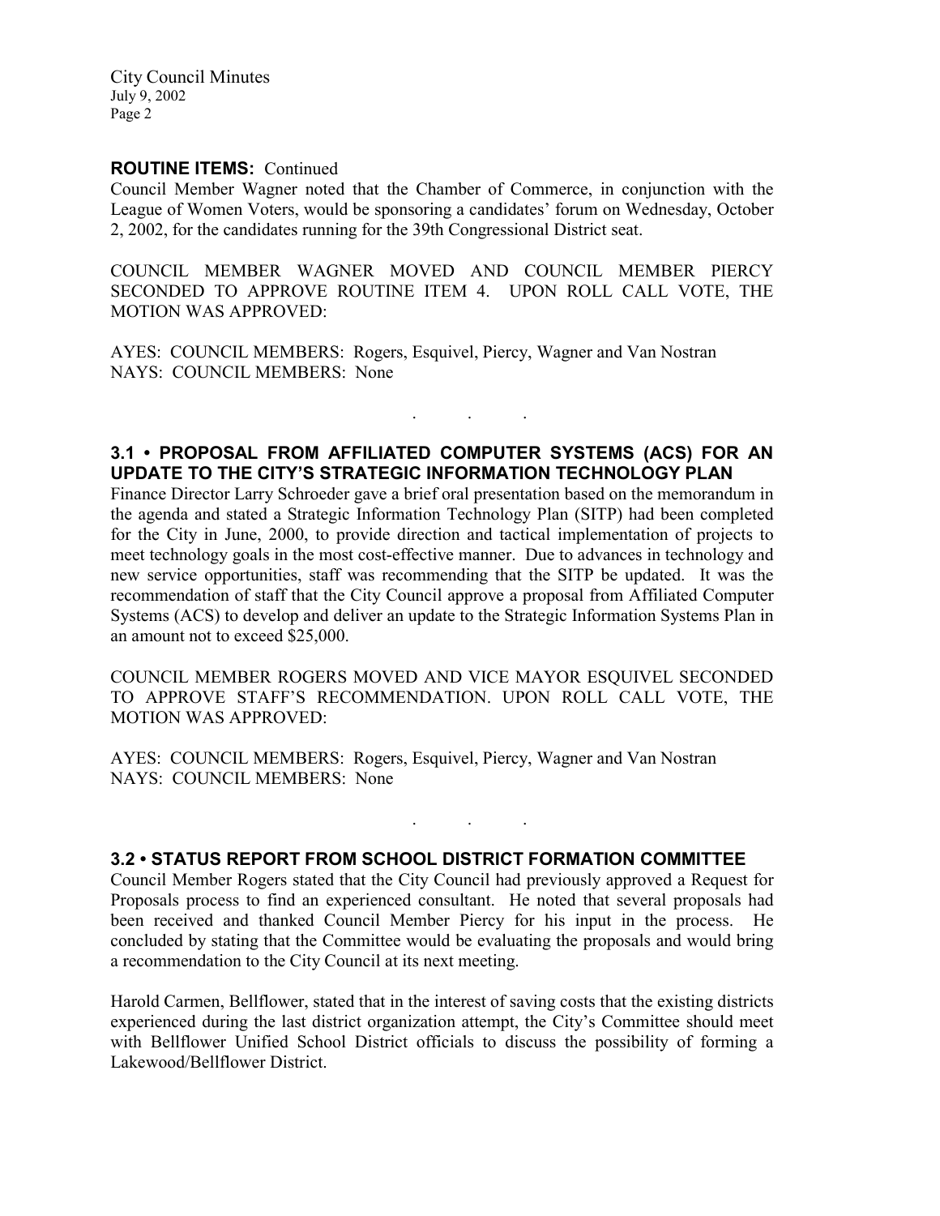**ROUTINE ITEMS:** Continued

Council Member Wagner noted that the Chamber of Commerce, in conjunction with the League of Women Voters, would be sponsoring a candidates' forum on Wednesday, October 2, 2002, for the candidates running for the 39th Congressional District seat.

COUNCIL MEMBER WAGNER MOVED AND COUNCIL MEMBER PIERCY SECONDED TO APPROVE ROUTINE ITEM 4. UPON ROLL CALL VOTE, THE MOTION WAS APPROVED:

AYES: COUNCIL MEMBERS: Rogers, Esquivel, Piercy, Wagner and Van Nostran
NAYS: COUNCIL MEMBERS: None

. . .

## 3.1 • PROPOSAL FROM AFFILIATED COMPUTER SYSTEMS (ACS) FOR AN UPDATE TO THE CITY'S STRATEGIC INFORMATION TECHNOLOGY PLAN

Finance Director Larry Schroeder gave a brief oral presentation based on the memorandum in the agenda and stated a Strategic Information Technology Plan (SITP) had been completed for the City in June, 2000, to provide direction and tactical implementation of projects to meet technology goals in the most cost-effective manner. Due to advances in technology and new service opportunities, staff was recommending that the SITP be updated. It was the recommendation of staff that the City Council approve a proposal from Affiliated Computer Systems (ACS) to develop and deliver an update to the Strategic Information Systems Plan in an amount not to exceed $25,000.

COUNCIL MEMBER ROGERS MOVED AND VICE MAYOR ESQUIVEL SECONDED TO APPROVE STAFF'S RECOMMENDATION. UPON ROLL CALL VOTE, THE MOTION WAS APPROVED:

AYES: COUNCIL MEMBERS: Rogers, Esquivel, Piercy, Wagner and Van Nostran
NAYS: COUNCIL MEMBERS: None

. . .

## 3.2 • STATUS REPORT FROM SCHOOL DISTRICT FORMATION COMMITTEE

Council Member Rogers stated that the City Council had previously approved a Request for Proposals process to find an experienced consultant. He noted that several proposals had been received and thanked Council Member Piercy for his input in the process. He concluded by stating that the Committee would be evaluating the proposals and would bring a recommendation to the City Council at its next meeting.

Harold Carmen, Bellflower, stated that in the interest of saving costs that the existing districts experienced during the last district organization attempt, the City's Committee should meet with Bellflower Unified School District officials to discuss the possibility of forming a Lakewood/Bellflower District.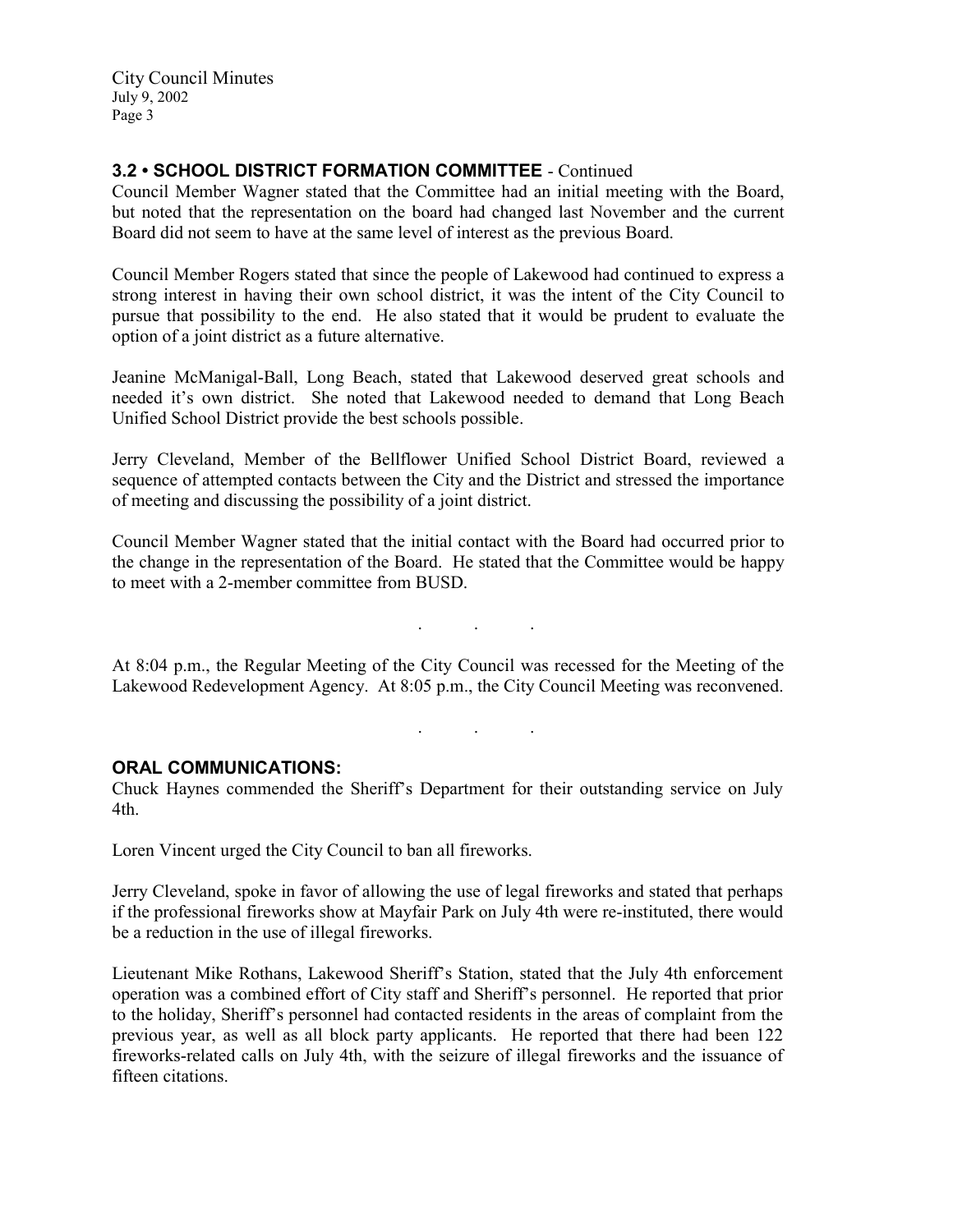### 3.2 • SCHOOL DISTRICT FORMATION COMMITTEE - Continued

Council Member Wagner stated that the Committee had an initial meeting with the Board, but noted that the representation on the board had changed last November and the current Board did not seem to have at the same level of interest as the previous Board.

Council Member Rogers stated that since the people of Lakewood had continued to express a strong interest in having their own school district, it was the intent of the City Council to pursue that possibility to the end. He also stated that it would be prudent to evaluate the option of a joint district as a future alternative.

Jeanine McManigal-Ball, Long Beach, stated that Lakewood deserved great schools and needed it's own district. She noted that Lakewood needed to demand that Long Beach Unified School District provide the best schools possible.

Jerry Cleveland, Member of the Bellflower Unified School District Board, reviewed a sequence of attempted contacts between the City and the District and stressed the importance of meeting and discussing the possibility of a joint district.

Council Member Wagner stated that the initial contact with the Board had occurred prior to the change in the representation of the Board. He stated that the Committee would be happy to meet with a 2-member committee from BUSD.

. . .

At 8:04 p.m., the Regular Meeting of the City Council was recessed for the Meeting of the Lakewood Redevelopment Agency. At 8:05 p.m., the City Council Meeting was reconvened.

. . .

### ORAL COMMUNICATIONS:

Chuck Haynes commended the Sheriff's Department for their outstanding service on July 4th.

Loren Vincent urged the City Council to ban all fireworks.

Jerry Cleveland, spoke in favor of allowing the use of legal fireworks and stated that perhaps if the professional fireworks show at Mayfair Park on July 4th were re-instituted, there would be a reduction in the use of illegal fireworks.

Lieutenant Mike Rothans, Lakewood Sheriff's Station, stated that the July 4th enforcement operation was a combined effort of City staff and Sheriff's personnel. He reported that prior to the holiday, Sheriff's personnel had contacted residents in the areas of complaint from the previous year, as well as all block party applicants. He reported that there had been 122 fireworks-related calls on July 4th, with the seizure of illegal fireworks and the issuance of fifteen citations.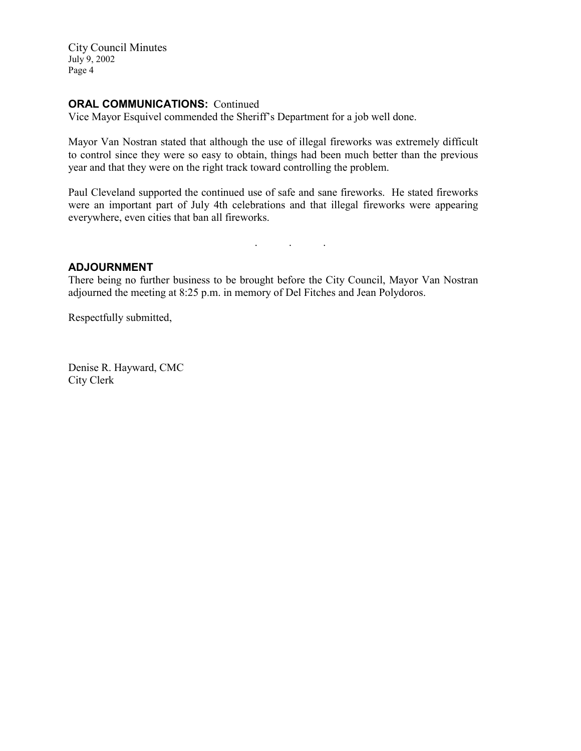**ORAL COMMUNICATIONS:** Continued

Vice Mayor Esquivel commended the Sheriff's Department for a job well done.

Mayor Van Nostran stated that although the use of illegal fireworks was extremely difficult to control since they were so easy to obtain, things had been much better than the previous year and that they were on the right track toward controlling the problem.

Paul Cleveland supported the continued use of safe and sane fireworks. He stated fireworks were an important part of July 4th celebrations and that illegal fireworks were appearing everywhere, even cities that ban all fireworks.

. . .

**ADJOURNMENT**

There being no further business to be brought before the City Council, Mayor Van Nostran adjourned the meeting at 8:25 p.m. in memory of Del Fitches and Jean Polydoros.

Respectfully submitted,

Denise R. Hayward, CMC
City Clerk